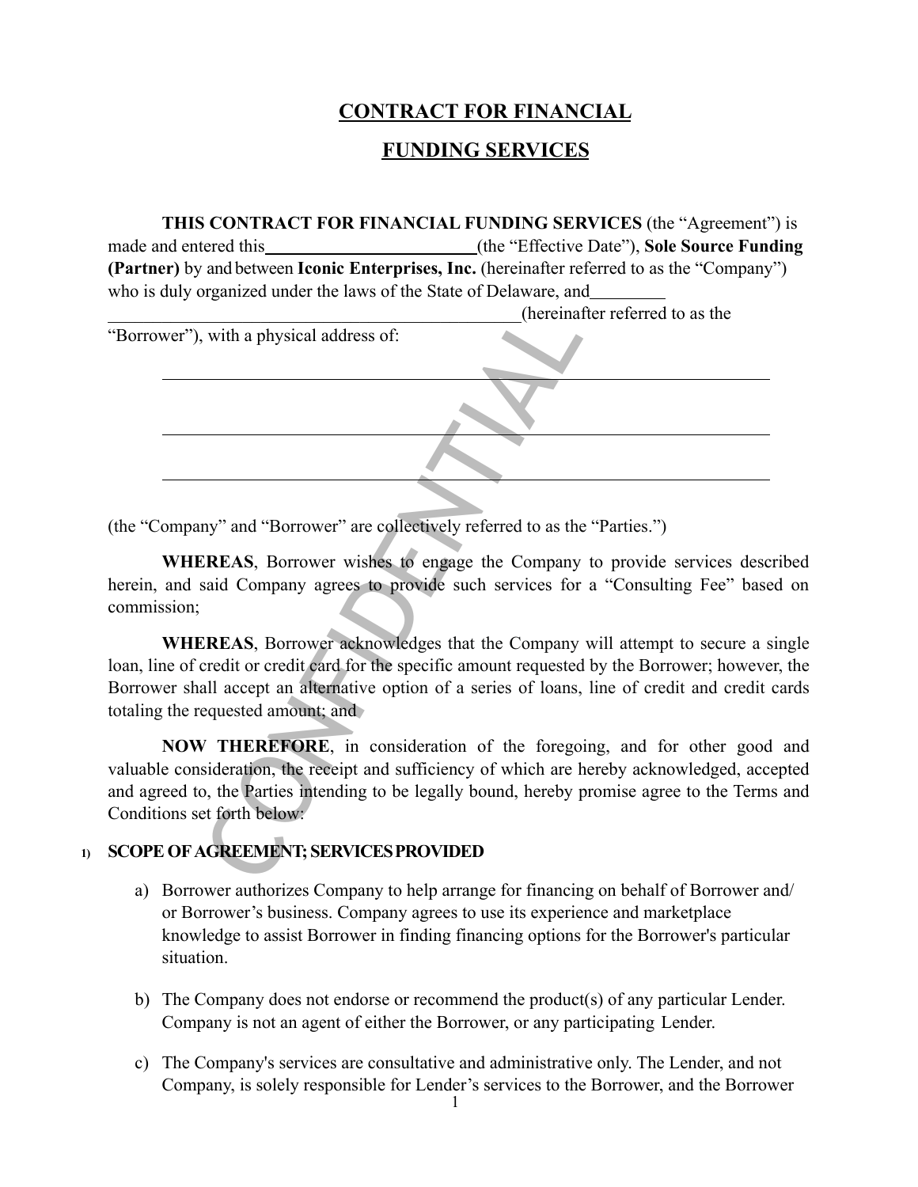# CONTRACT FOR FINANCIAL FUNDING SERVICES

**THIS CONTRACT FOR FINANCIAL FUNDING SERVICES** (the "Agreement") is made and entered this________________________(the "Effective Date"), **Sole Source Funding (Partner)** by and between **Iconic Enterprises, Inc.** (hereinafter referred to as the "Company") who is duly organized under the laws of the State of Delaware, and________ ________________________________________________(hereinafter referred to as the "Borrower"), with a physical address of:

______________________________________________________________________

______________________________________________________________________

______________________________________________________________________

(the "Company" and "Borrower" are collectively referred to as the "Parties.")

**WHEREAS**, Borrower wishes to engage the Company to provide services described herein, and said Company agrees to provide such services for a "Consulting Fee" based on commission;

**WHEREAS**, Borrower acknowledges that the Company will attempt to secure a single loan, line of credit or credit card for the specific amount requested by the Borrower; however, the Borrower shall accept an alternative option of a series of loans, line of credit and credit cards totaling the requested amount; and

**NOW THEREFORE**, in consideration of the foregoing, and for other good and valuable consideration, the receipt and sufficiency of which are hereby acknowledged, accepted and agreed to, the Parties intending to be legally bound, hereby promise agree to the Terms and Conditions set forth below:

## 1) SCOPE OF AGREEMENT; SERVICES PROVIDED

a) Borrower authorizes Company to help arrange for financing on behalf of Borrower and/ or Borrower's business. Company agrees to use its experience and marketplace knowledge to assist Borrower in finding financing options for the Borrower's particular situation.

b) The Company does not endorse or recommend the product(s) of any particular Lender. Company is not an agent of either the Borrower, or any participating Lender.

c) The Company's services are consultative and administrative only. The Lender, and not Company, is solely responsible for Lender's services to the Borrower, and the Borrower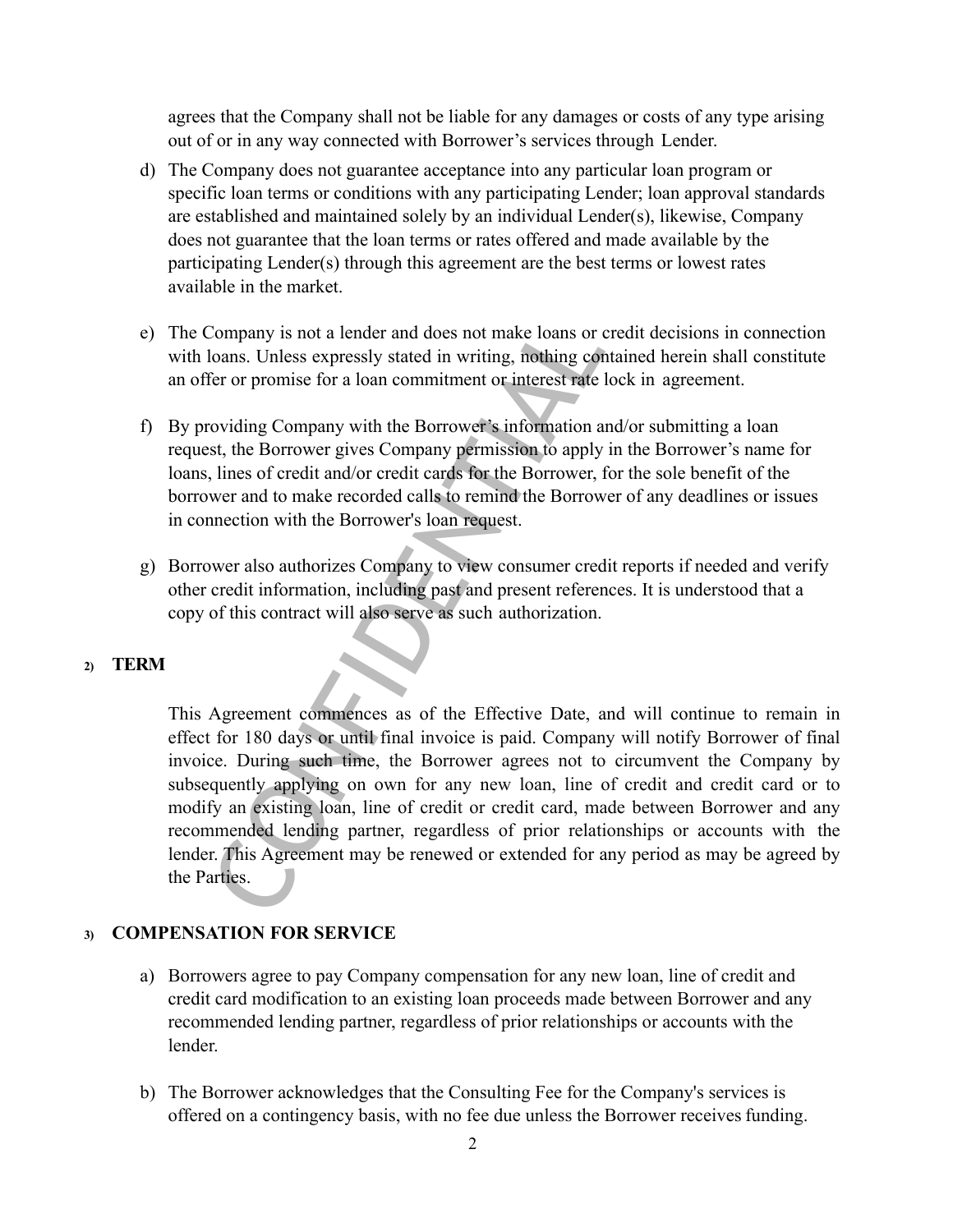agrees that the Company shall not be liable for any damages or costs of any type arising out of or in any way connected with Borrower's services through Lender.

d) The Company does not guarantee acceptance into any particular loan program or specific loan terms or conditions with any participating Lender; loan approval standards are established and maintained solely by an individual Lender(s), likewise, Company does not guarantee that the loan terms or rates offered and made available by the participating Lender(s) through this agreement are the best terms or lowest rates available in the market.

e) The Company is not a lender and does not make loans or credit decisions in connection with loans. Unless expressly stated in writing, nothing contained herein shall constitute an offer or promise for a loan commitment or interest rate lock in agreement.

f) By providing Company with the Borrower's information and/or submitting a loan request, the Borrower gives Company permission to apply in the Borrower's name for loans, lines of credit and/or credit cards for the Borrower, for the sole benefit of the borrower and to make recorded calls to remind the Borrower of any deadlines or issues in connection with the Borrower's loan request.

g) Borrower also authorizes Company to view consumer credit reports if needed and verify other credit information, including past and present references. It is understood that a copy of this contract will also serve as such authorization.

## 2) TERM

This Agreement commences as of the Effective Date, and will continue to remain in effect for 180 days or until final invoice is paid. Company will notify Borrower of final invoice. During such time, the Borrower agrees not to circumvent the Company by subsequently applying on own for any new loan, line of credit and credit card or to modify an existing loan, line of credit or credit card, made between Borrower and any recommended lending partner, regardless of prior relationships or accounts with the lender. This Agreement may be renewed or extended for any period as may be agreed by the Parties.

## 3) COMPENSATION FOR SERVICE

a) Borrowers agree to pay Company compensation for any new loan, line of credit and credit card modification to an existing loan proceeds made between Borrower and any recommended lending partner, regardless of prior relationships or accounts with the lender.

b) The Borrower acknowledges that the Consulting Fee for the Company's services is offered on a contingency basis, with no fee due unless the Borrower receives funding.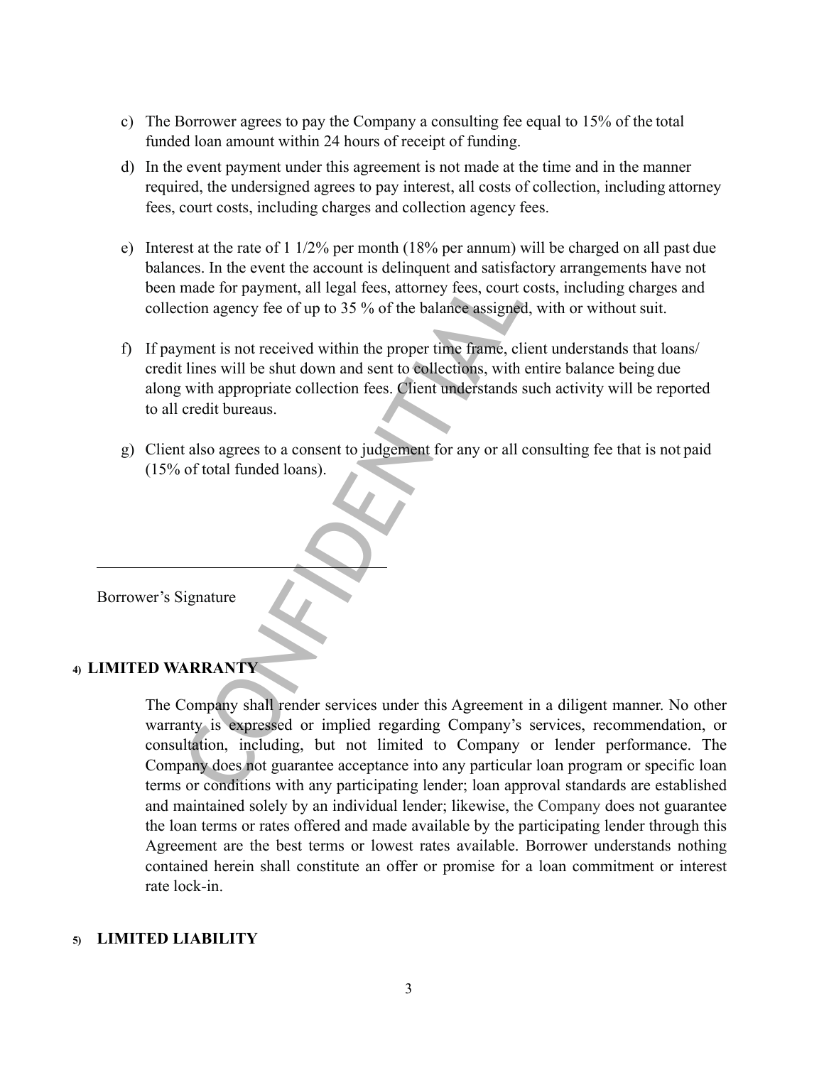c) The Borrower agrees to pay the Company a consulting fee equal to 15% of the total funded loan amount within 24 hours of receipt of funding.

d) In the event payment under this agreement is not made at the time and in the manner required, the undersigned agrees to pay interest, all costs of collection, including attorney fees, court costs, including charges and collection agency fees.

e) Interest at the rate of 1 1/2% per month (18% per annum) will be charged on all past due balances. In the event the account is delinquent and satisfactory arrangements have not been made for payment, all legal fees, attorney fees, court costs, including charges and collection agency fee of up to 35 % of the balance assigned, with or without suit.

f) If payment is not received within the proper time frame, client understands that loans/ credit lines will be shut down and sent to collections, with entire balance being due along with appropriate collection fees. Client understands such activity will be reported to all credit bureaus.

g) Client also agrees to a consent to judgement for any or all consulting fee that is not paid (15% of total funded loans).

\_\_\_\_\_\_\_\_\_\_\_\_\_\_\_\_\_\_\_\_\_\_\_\_\_\_\_\_\_\_\_\_

Borrower's Signature

**4) LIMITED WARRANTY**

The Company shall render services under this Agreement in a diligent manner. No other warranty is expressed or implied regarding Company's services, recommendation, or consultation, including, but not limited to Company or lender performance. The Company does not guarantee acceptance into any particular loan program or specific loan terms or conditions with any participating lender; loan approval standards are established and maintained solely by an individual lender; likewise, the Company does not guarantee the loan terms or rates offered and made available by the participating lender through this Agreement are the best terms or lowest rates available. Borrower understands nothing contained herein shall constitute an offer or promise for a loan commitment or interest rate lock-in.

**5) LIMITED LIABILITY**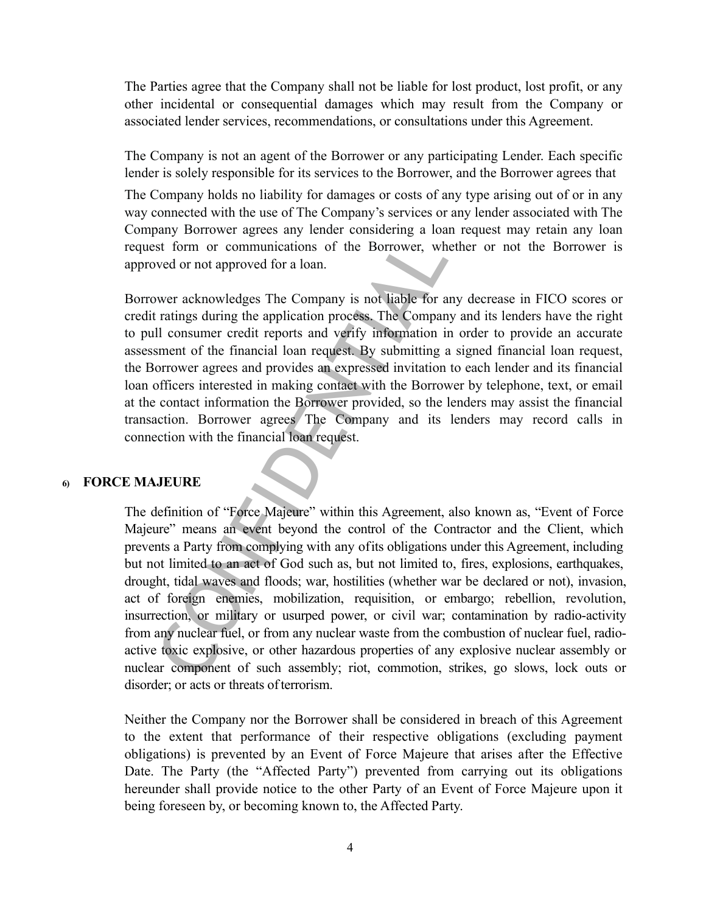The Parties agree that the Company shall not be liable for lost product, lost profit, or any other incidental or consequential damages which may result from the Company or associated lender services, recommendations, or consultations under this Agreement.

The Company is not an agent of the Borrower or any participating Lender. Each specific lender is solely responsible for its services to the Borrower, and the Borrower agrees that

The Company holds no liability for damages or costs of any type arising out of or in any way connected with the use of The Company's services or any lender associated with The Company Borrower agrees any lender considering a loan request may retain any loan request form or communications of the Borrower, whether or not the Borrower is approved or not approved for a loan.

Borrower acknowledges The Company is not liable for any decrease in FICO scores or credit ratings during the application process. The Company and its lenders have the right to pull consumer credit reports and verify information in order to provide an accurate assessment of the financial loan request. By submitting a signed financial loan request, the Borrower agrees and provides an expressed invitation to each lender and its financial loan officers interested in making contact with the Borrower by telephone, text, or email at the contact information the Borrower provided, so the lenders may assist the financial transaction. Borrower agrees The Company and its lenders may record calls in connection with the financial loan request.

## 6) FORCE MAJEURE

The definition of "Force Majeure" within this Agreement, also known as, "Event of Force Majeure" means an event beyond the control of the Contractor and the Client, which prevents a Party from complying with any of its obligations under this Agreement, including but not limited to an act of God such as, but not limited to, fires, explosions, earthquakes, drought, tidal waves and floods; war, hostilities (whether war be declared or not), invasion, act of foreign enemies, mobilization, requisition, or embargo; rebellion, revolution, insurrection, or military or usurped power, or civil war; contamination by radio-activity from any nuclear fuel, or from any nuclear waste from the combustion of nuclear fuel, radio-active toxic explosive, or other hazardous properties of any explosive nuclear assembly or nuclear component of such assembly; riot, commotion, strikes, go slows, lock outs or disorder; or acts or threats of terrorism.

Neither the Company nor the Borrower shall be considered in breach of this Agreement to the extent that performance of their respective obligations (excluding payment obligations) is prevented by an Event of Force Majeure that arises after the Effective Date. The Party (the "Affected Party") prevented from carrying out its obligations hereunder shall provide notice to the other Party of an Event of Force Majeure upon it being foreseen by, or becoming known to, the Affected Party.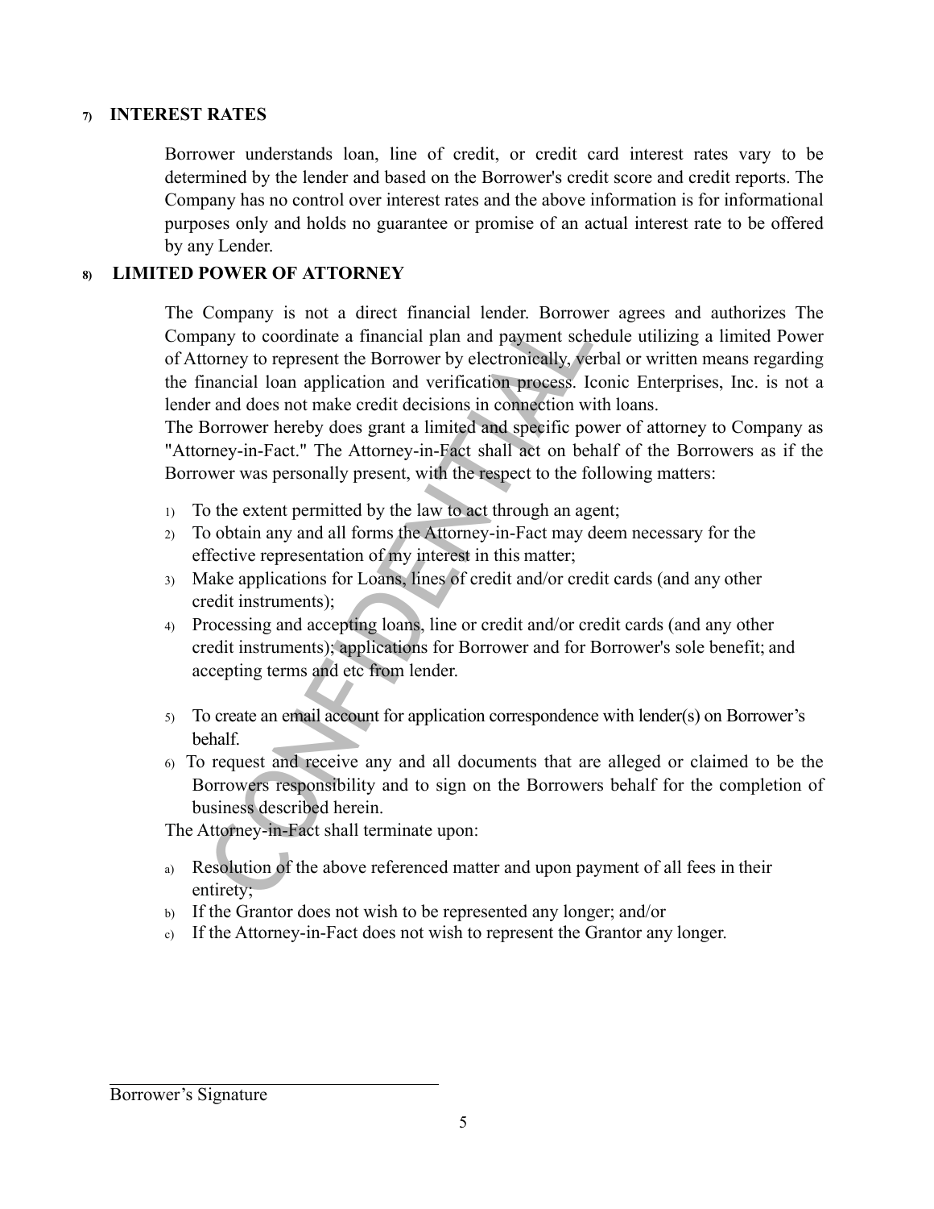## 7) INTEREST RATES

Borrower understands loan, line of credit, or credit card interest rates vary to be determined by the lender and based on the Borrower's credit score and credit reports. The Company has no control over interest rates and the above information is for informational purposes only and holds no guarantee or promise of an actual interest rate to be offered by any Lender.

## 8) LIMITED POWER OF ATTORNEY

The Company is not a direct financial lender. Borrower agrees and authorizes The Company to coordinate a financial plan and payment schedule utilizing a limited Power of Attorney to represent the Borrower by electronically, verbal or written means regarding the financial loan application and verification process. Iconic Enterprises, Inc. is not a lender and does not make credit decisions in connection with loans.

The Borrower hereby does grant a limited and specific power of attorney to Company as "Attorney-in-Fact." The Attorney-in-Fact shall act on behalf of the Borrowers as if the Borrower was personally present, with the respect to the following matters:

1) To the extent permitted by the law to act through an agent;
2) To obtain any and all forms the Attorney-in-Fact may deem necessary for the effective representation of my interest in this matter;
3) Make applications for Loans, lines of credit and/or credit cards (and any other credit instruments);
4) Processing and accepting loans, line or credit and/or credit cards (and any other credit instruments); applications for Borrower and for Borrower's sole benefit; and accepting terms and etc from lender.
5) To create an email account for application correspondence with lender(s) on Borrower's behalf.
6) To request and receive any and all documents that are alleged or claimed to be the Borrowers responsibility and to sign on the Borrowers behalf for the completion of business described herein.

The Attorney-in-Fact shall terminate upon:

a) Resolution of the above referenced matter and upon payment of all fees in their entirety;
b) If the Grantor does not wish to be represented any longer; and/or
c) If the Attorney-in-Fact does not wish to represent the Grantor any longer.

\_\_\_\_\_\_\_\_\_\_\_\_\_\_\_\_\_\_\_\_\_\_\_\_\_\_\_\_\_\_\_\_\_\_

Borrower's Signature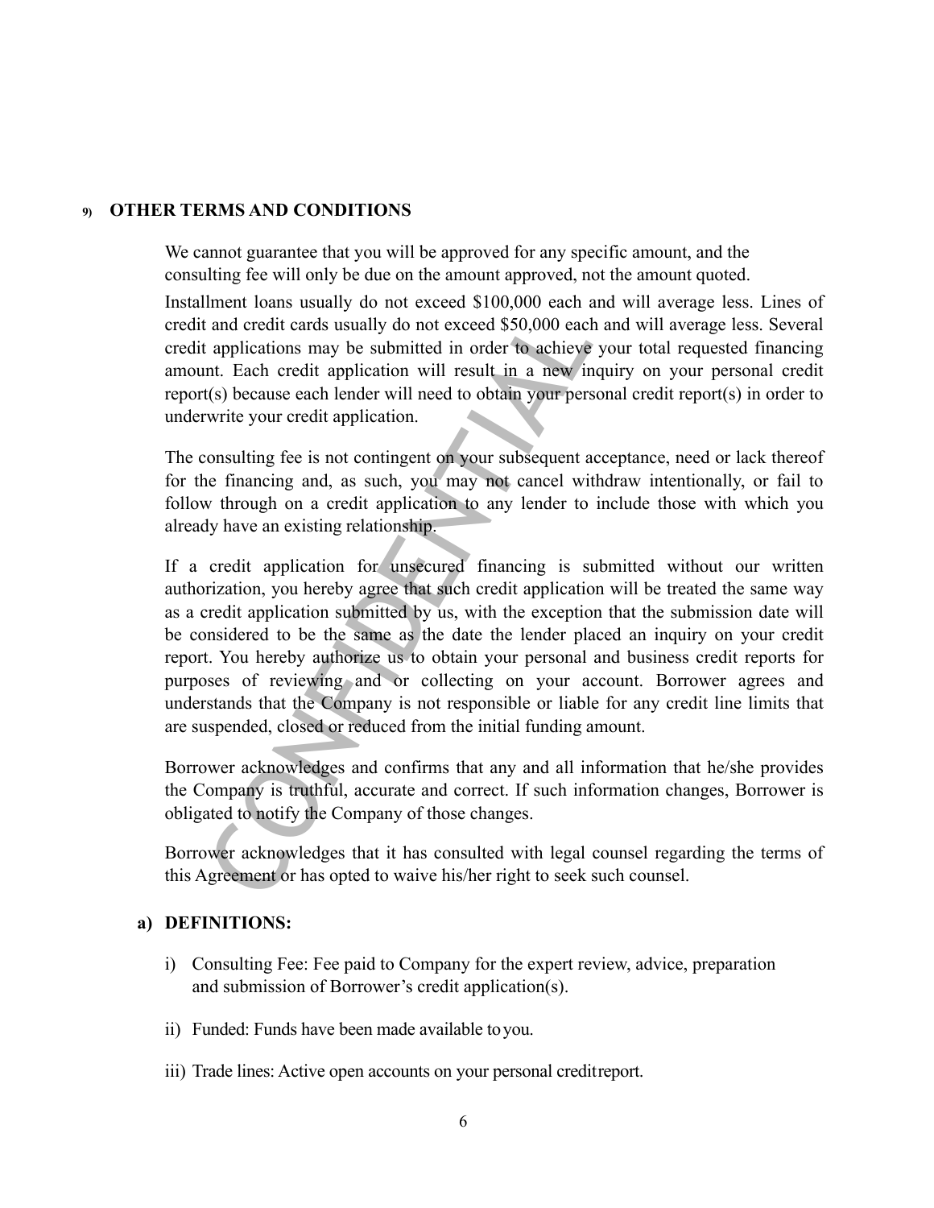## 9) OTHER TERMS AND CONDITIONS

We cannot guarantee that you will be approved for any specific amount, and the consulting fee will only be due on the amount approved, not the amount quoted.

Installment loans usually do not exceed $100,000 each and will average less. Lines of credit and credit cards usually do not exceed $50,000 each and will average less. Several credit applications may be submitted in order to achieve your total requested financing amount. Each credit application will result in a new inquiry on your personal credit report(s) because each lender will need to obtain your personal credit report(s) in order to underwrite your credit application.

The consulting fee is not contingent on your subsequent acceptance, need or lack thereof for the financing and, as such, you may not cancel withdraw intentionally, or fail to follow through on a credit application to any lender to include those with which you already have an existing relationship.

If a credit application for unsecured financing is submitted without our written authorization, you hereby agree that such credit application will be treated the same way as a credit application submitted by us, with the exception that the submission date will be considered to be the same as the date the lender placed an inquiry on your credit report. You hereby authorize us to obtain your personal and business credit reports for purposes of reviewing and or collecting on your account. Borrower agrees and understands that the Company is not responsible or liable for any credit line limits that are suspended, closed or reduced from the initial funding amount.

Borrower acknowledges and confirms that any and all information that he/she provides the Company is truthful, accurate and correct. If such information changes, Borrower is obligated to notify the Company of those changes.

Borrower acknowledges that it has consulted with legal counsel regarding the terms of this Agreement or has opted to waive his/her right to seek such counsel.

### a) DEFINITIONS:

i) Consulting Fee: Fee paid to Company for the expert review, advice, preparation and submission of Borrower's credit application(s).

ii) Funded: Funds have been made available to you.

iii) Trade lines: Active open accounts on your personal credit report.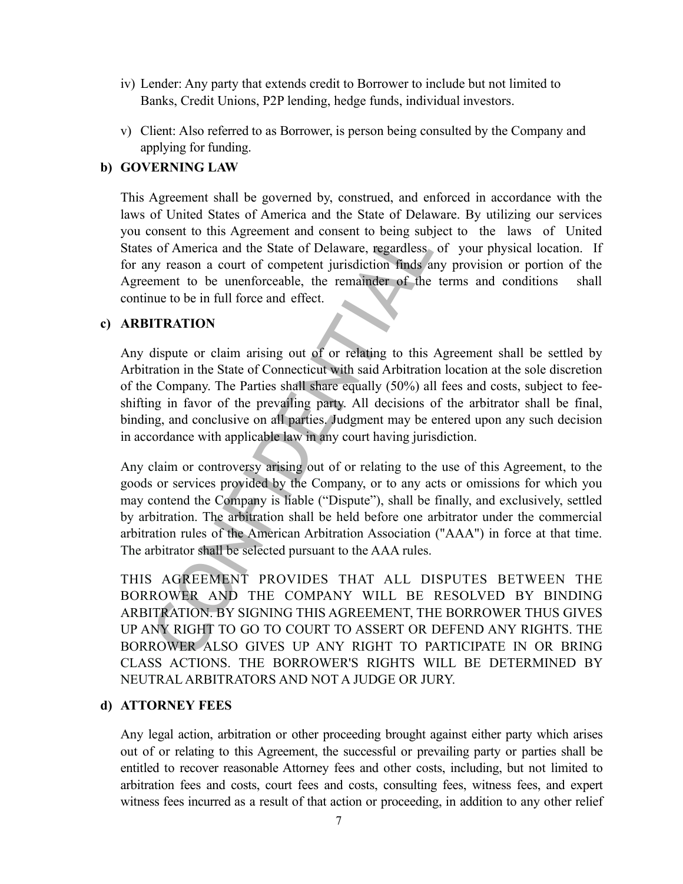iv) Lender: Any party that extends credit to Borrower to include but not limited to Banks, Credit Unions, P2P lending, hedge funds, individual investors.

v) Client: Also referred to as Borrower, is person being consulted by the Company and applying for funding.

**b) GOVERNING LAW**

This Agreement shall be governed by, construed, and enforced in accordance with the laws of United States of America and the State of Delaware. By utilizing our services you consent to this Agreement and consent to being subject to the laws of United States of America and the State of Delaware, regardless of your physical location. If for any reason a court of competent jurisdiction finds any provision or portion of the Agreement to be unenforceable, the remainder of the terms and conditions shall continue to be in full force and effect.

**c) ARBITRATION**

Any dispute or claim arising out of or relating to this Agreement shall be settled by Arbitration in the State of Connecticut with said Arbitration location at the sole discretion of the Company. The Parties shall share equally (50%) all fees and costs, subject to fee-shifting in favor of the prevailing party. All decisions of the arbitrator shall be final, binding, and conclusive on all parties. Judgment may be entered upon any such decision in accordance with applicable law in any court having jurisdiction.

Any claim or controversy arising out of or relating to the use of this Agreement, to the goods or services provided by the Company, or to any acts or omissions for which you may contend the Company is liable ("Dispute"), shall be finally, and exclusively, settled by arbitration. The arbitration shall be held before one arbitrator under the commercial arbitration rules of the American Arbitration Association ("AAA") in force at that time. The arbitrator shall be selected pursuant to the AAA rules.

THIS AGREEMENT PROVIDES THAT ALL DISPUTES BETWEEN THE BORROWER AND THE COMPANY WILL BE RESOLVED BY BINDING ARBITRATION. BY SIGNING THIS AGREEMENT, THE BORROWER THUS GIVES UP ANY RIGHT TO GO TO COURT TO ASSERT OR DEFEND ANY RIGHTS. THE BORROWER ALSO GIVES UP ANY RIGHT TO PARTICIPATE IN OR BRING CLASS ACTIONS. THE BORROWER'S RIGHTS WILL BE DETERMINED BY NEUTRAL ARBITRATORS AND NOT A JUDGE OR JURY.

**d) ATTORNEY FEES**

Any legal action, arbitration or other proceeding brought against either party which arises out of or relating to this Agreement, the successful or prevailing party or parties shall be entitled to recover reasonable Attorney fees and other costs, including, but not limited to arbitration fees and costs, court fees and costs, consulting fees, witness fees, and expert witness fees incurred as a result of that action or proceeding, in addition to any other relief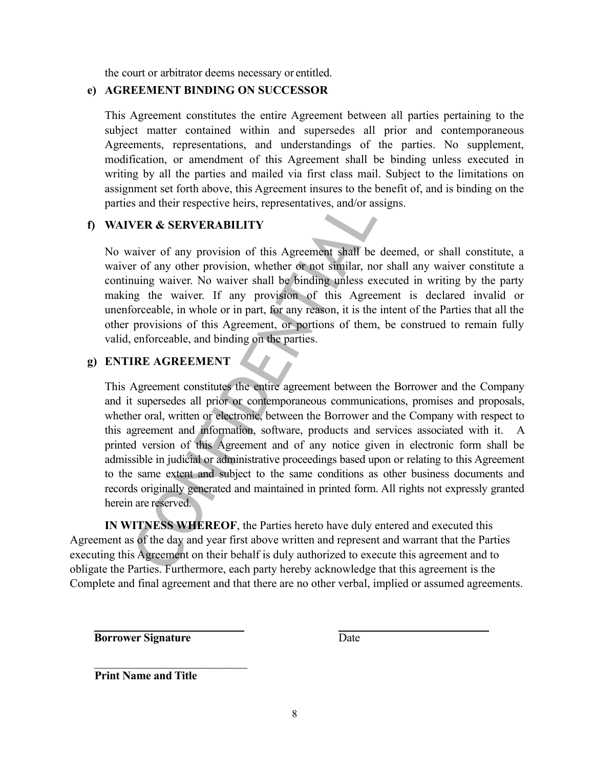the court or arbitrator deems necessary or entitled.

**e) AGREEMENT BINDING ON SUCCESSOR**

This Agreement constitutes the entire Agreement between all parties pertaining to the subject matter contained within and supersedes all prior and contemporaneous Agreements, representations, and understandings of the parties. No supplement, modification, or amendment of this Agreement shall be binding unless executed in writing by all the parties and mailed via first class mail. Subject to the limitations on assignment set forth above, this Agreement insures to the benefit of, and is binding on the parties and their respective heirs, representatives, and/or assigns.

**f) WAIVER & SERVERABILITY**

No waiver of any provision of this Agreement shall be deemed, or shall constitute, a waiver of any other provision, whether or not similar, nor shall any waiver constitute a continuing waiver. No waiver shall be binding unless executed in writing by the party making the waiver. If any provision of this Agreement is declared invalid or unenforceable, in whole or in part, for any reason, it is the intent of the Parties that all the other provisions of this Agreement, or portions of them, be construed to remain fully valid, enforceable, and binding on the parties.

**g) ENTIRE AGREEMENT**

This Agreement constitutes the entire agreement between the Borrower and the Company and it supersedes all prior or contemporaneous communications, promises and proposals, whether oral, written or electronic, between the Borrower and the Company with respect to this agreement and information, software, products and services associated with it. A printed version of this Agreement and of any notice given in electronic form shall be admissible in judicial or administrative proceedings based upon or relating to this Agreement to the same extent and subject to the same conditions as other business documents and records originally generated and maintained in printed form. All rights not expressly granted herein are reserved.

**IN WITNESS WHEREOF**, the Parties hereto have duly entered and executed this Agreement as of the day and year first above written and represent and warrant that the Parties executing this Agreement on their behalf is duly authorized to execute this agreement and to obligate the Parties. Furthermore, each party hereby acknowledge that this agreement is the Complete and final agreement and that there are no other verbal, implied or assumed agreements.

\_\_\_\_\_\_\_\_\_\_\_\_\_\_\_\_\_\_\_\_\_\_\_\_\_\_ \_\_\_\_\_\_\_\_\_\_\_\_\_\_\_\_\_\_\_\_\_\_\_\_\_\_

**Borrower Signature** Date

\_\_\_\_\_\_\_\_\_\_\_\_\_\_\_\_\_\_\_\_\_\_\_\_\_\_

**Print Name and Title**

CONFIDENTIAL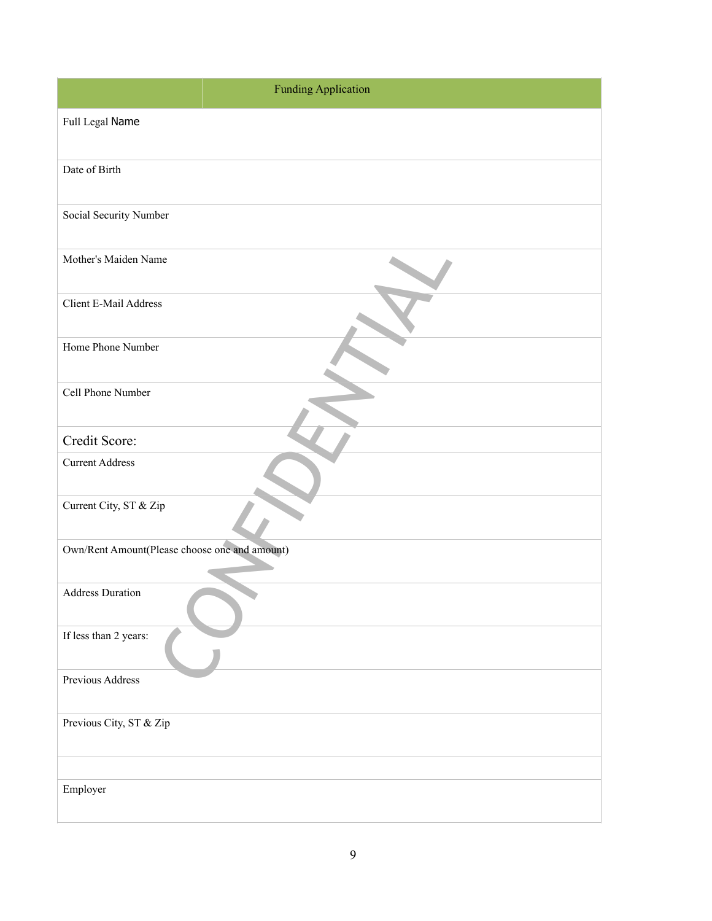| | Funding Application |
|---|---|
| Full Legal Name | |
| Date of Birth | |
| Social Security Number | |
| Mother's Maiden Name | |
| Client E-Mail Address | |
| Home Phone Number | |
| Cell Phone Number | |
| Credit Score: | |
| Current Address | |
| Current City, ST & Zip | |
| Own/Rent Amount(Please choose one and amount) | |
| Address Duration | |
| If less than 2 years: | |
| Previous Address | |
| Previous City, ST & Zip | |
| | |
| Employer | |

CONFIDENTIAL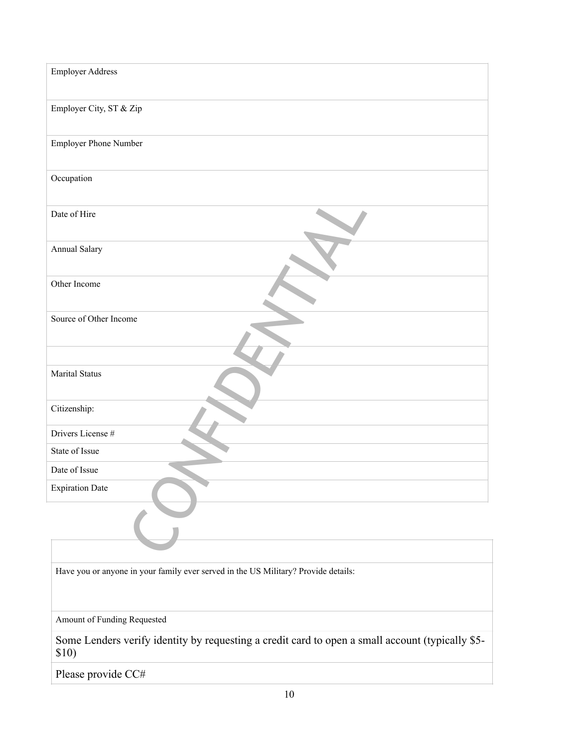| Employer Address |
| --- |
| Employer City, ST & Zip |
| Employer Phone Number |
| Occupation |
| Date of Hire |
| Annual Salary |
| Other Income |
| Source of Other Income |
| |
| Marital Status |
| Citizenship: |
| Drivers License # |
| State of Issue |
| Date of Issue |
| Expiration Date |

CONFIDENTIAL

| |
| --- |
| Have you or anyone in your family ever served in the US Military? Provide details: |
| Amount of Funding Requested |
| Some Lenders verify identity by requesting a credit card to open a small account (typically $5-$10) |
| Please provide CC# |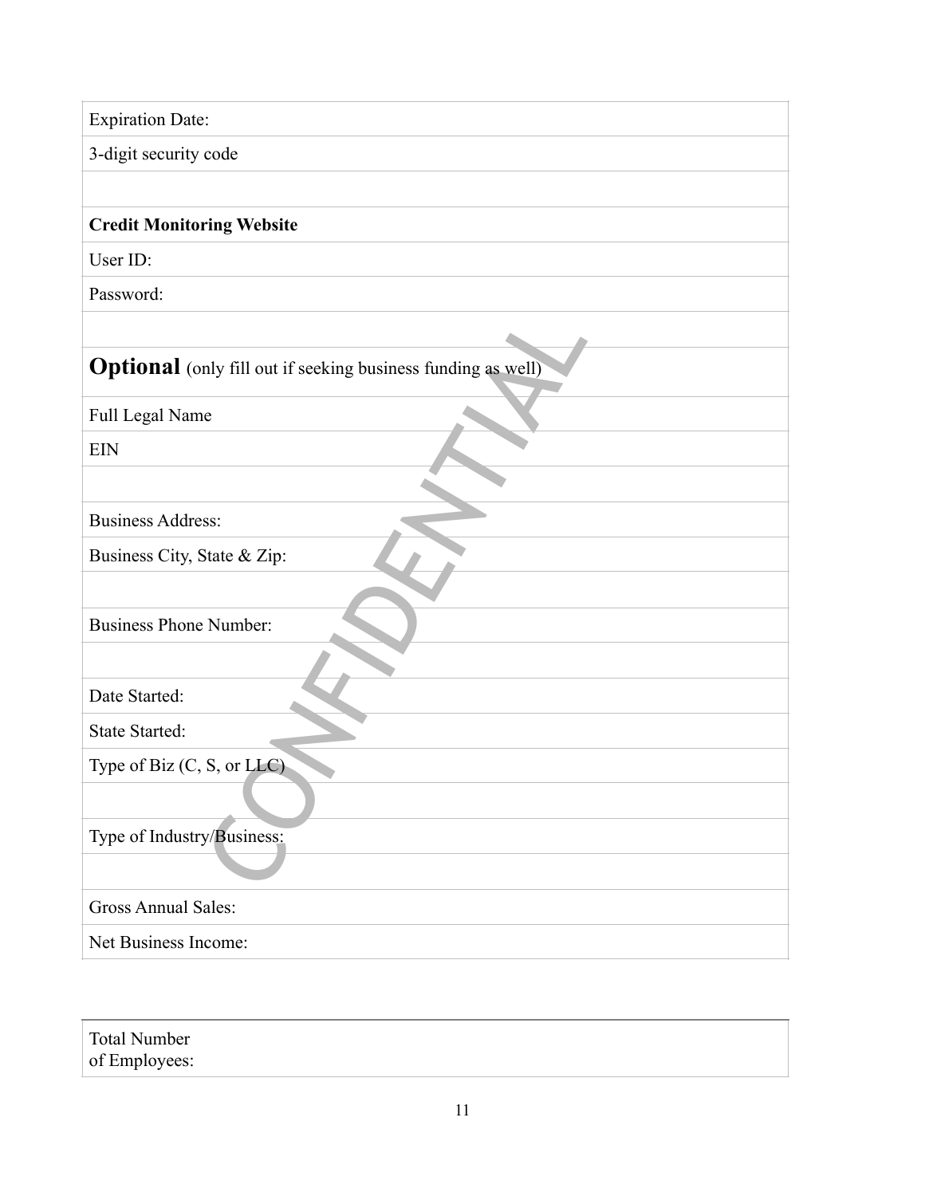| Expiration Date: |
|---|
| 3-digit security code |
| |
| **Credit Monitoring Website** |
| User ID: |
| Password: |
| |
| **Optional** (only fill out if seeking business funding as well) |
| Full Legal Name |
| EIN |
| |
| Business Address: |
| Business City, State & Zip: |
| |
| Business Phone Number: |
| |
| Date Started: |
| State Started: |
| Type of Biz (C, S, or LLC) |
| |
| Type of Industry/Business: |
| |
| Gross Annual Sales: |
| Net Business Income: |

| Total Number of Employees: |
|---|

CONFIDENTIAL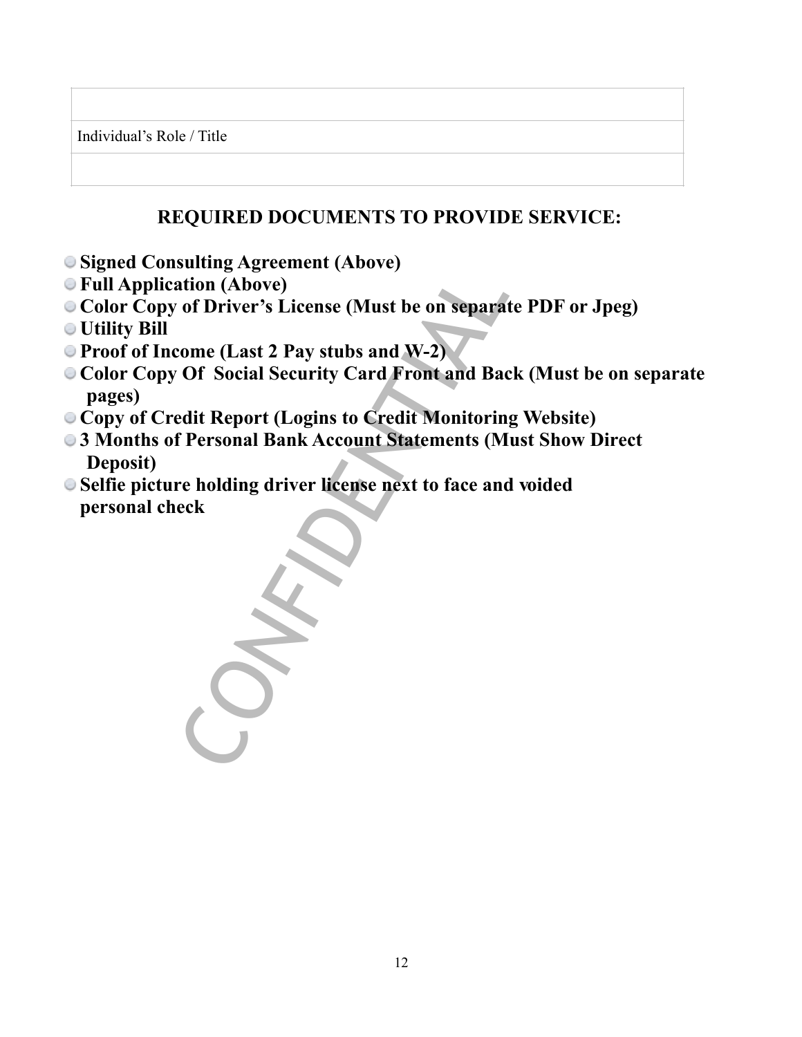| |
|---|
| |
| Individual's Role / Title |
| |

## REQUIRED DOCUMENTS TO PROVIDE SERVICE:

- **Signed Consulting Agreement (Above)**
- **Full Application (Above)**
- **Color Copy of Driver's License (Must be on separate PDF or Jpeg)**
- **Utility Bill**
- **Proof of Income (Last 2 Pay stubs and W-2)**
- **Color Copy Of Social Security Card Front and Back (Must be on separate pages)**
- **Copy of Credit Report (Logins to Credit Monitoring Website)**
- **3 Months of Personal Bank Account Statements (Must Show Direct Deposit)**
- **Selfie picture holding driver license next to face and voided personal check**

CONFIDENTIAL